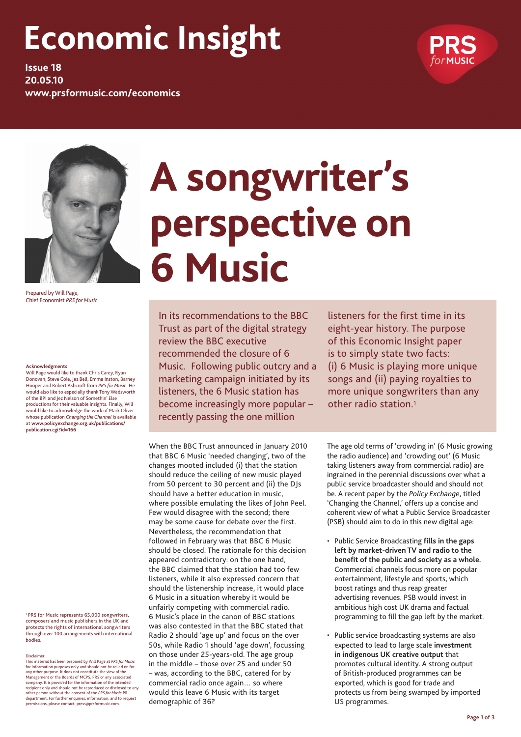# Economic Insight

**Issue 18**
**20.05.10**
**www.prsformusic.com/economics**

# A songwriter's perspective on 6 Music

Prepared by Will Page, Chief Economist *PRS for Music*

**Acknowledgments**
Will Page would like to thank Chris Carey, Ryan Donovan, Steve Cole, Jez Bell, Emma Inston, Barney Hooper and Robert Ashcroft from *PRS for Music*. He would also like to especially thank Tony Wadsworth of the BPI and Jez Nelson of Somethin' Else productions for their valuable insights. Finally, Will would like to acknowledge the work of Mark Oliver whose publication *Changing the Channel* is available at **www.policyexchange.org.uk/publications/publication.cgi?id=166**

In its recommendations to the BBC Trust as part of the digital strategy review the BBC executive recommended the closure of 6 Music. Following public outcry and a marketing campaign initiated by its listeners, the 6 Music station has become increasingly more popular – recently passing the one million listeners for the first time in its eight-year history. The purpose of this Economic Insight paper is to simply state two facts: (i) 6 Music is playing more unique songs and (ii) paying royalties to more unique songwriters than any other radio station.[1]

When the BBC Trust announced in January 2010 that BBC 6 Music 'needed changing', two of the changes mooted included (i) that the station should reduce the ceiling of new music played from 50 percent to 30 percent and (ii) the DJs should have a better education in music, where possible emulating the likes of John Peel. Few would disagree with the second; there may be some cause for debate over the first. Nevertheless, the recommendation that followed in February was that BBC 6 Music should be closed. The rationale for this decision appeared contradictory: on the one hand, the BBC claimed that the station had too few listeners, while it also expressed concern that should the listenership increase, it would place 6 Music in a situation whereby it would be unfairly competing with commercial radio. 6 Music's place in the canon of BBC stations was also contested in that the BBC stated that Radio 2 should 'age up' and focus on the over 50s, while Radio 1 should 'age down', focussing on those under 25-years-old. The age group in the middle – those over 25 and under 50 – was, according to the BBC, catered for by commercial radio once again… so where would this leave 6 Music with its target demographic of 36?

The age old terms of 'crowding in' (6 Music growing the radio audience) and 'crowding out' (6 Music taking listeners away from commercial radio) are ingrained in the perennial discussions over what a public service broadcaster should and should not be. A recent paper by the *Policy Exchange*, titled 'Changing the Channel,' offers up a concise and coherent view of what a Public Service Broadcaster (PSB) should aim to do in this new digital age:

- Public Service Broadcasting **fills in the gaps left by market-driven TV and radio to the benefit of the public and society as a whole.** Commercial channels focus more on popular entertainment, lifestyle and sports, which boost ratings and thus reap greater advertising revenues. PSB would invest in ambitious high cost UK drama and factual programming to fill the gap left by the market.

- Public service broadcasting systems are also expected to lead to large scale **investment in indigenous UK creative output** that promotes cultural identity. A strong output of British-produced programmes can be exported, which is good for trade and protects us from being swamped by imported US programmes.

[1] PRS for Music represents 65,000 songwriters, composers and music publishers in the UK and protects the rights of international songwriters through over 100 arrangements with international bodies.

Disclaimer:
This material has been prepared by Will Page at *PRS for Music* for information purposes only and should not be relied on for any other purpose. It does not constitute the view of the Management or the Boards of MCPS, PRS or any associated company. It is provided for the information of the intended recipient only and should not be reproduced or disclosed to any other person without the consent of the *PRS for Music* PR department. For further enquiries, information, and to request permissions, please contact: press@prsformusic.com.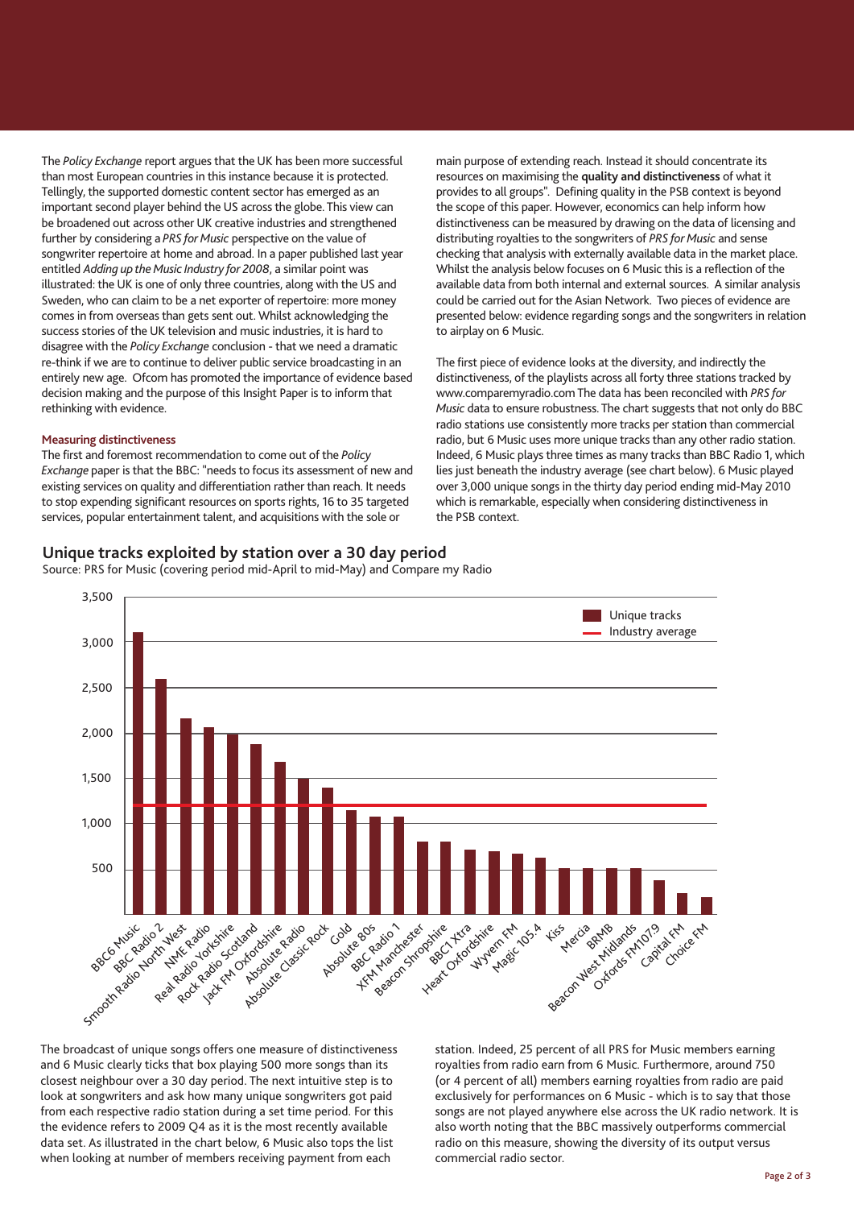The *Policy Exchange* report argues that the UK has been more successful than most European countries in this instance because it is protected. Tellingly, the supported domestic content sector has emerged as an important second player behind the US across the globe. This view can be broadened out across other UK creative industries and strengthened further by considering a *PRS for Music* perspective on the value of songwriter repertoire at home and abroad. In a paper published last year entitled *Adding up the Music Industry for 2008*, a similar point was illustrated: the UK is one of only three countries, along with the US and Sweden, who can claim to be a net exporter of repertoire: more money comes in from overseas than gets sent out. Whilst acknowledging the success stories of the UK television and music industries, it is hard to disagree with the *Policy Exchange* conclusion - that we need a dramatic re-think if we are to continue to deliver public service broadcasting in an entirely new age. Ofcom has promoted the importance of evidence based decision making and the purpose of this Insight Paper is to inform that rethinking with evidence.

### Measuring distinctiveness

The first and foremost recommendation to come out of the *Policy Exchange* paper is that the BBC: "needs to focus its assessment of new and existing services on quality and differentiation rather than reach. It needs to stop expending significant resources on sports rights, 16 to 35 targeted services, popular entertainment talent, and acquisitions with the sole or main purpose of extending reach. Instead it should concentrate its resources on maximising the **quality and distinctiveness** of what it provides to all groups". Defining quality in the PSB context is beyond the scope of this paper. However, economics can help inform how distinctiveness can be measured by drawing on the data of licensing and distributing royalties to the songwriters of *PRS for Music* and sense checking that analysis with externally available data in the market place. Whilst the analysis below focuses on 6 Music this is a reflection of the available data from both internal and external sources. A similar analysis could be carried out for the Asian Network. Two pieces of evidence are presented below: evidence regarding songs and the songwriters in relation to airplay on 6 Music.

The first piece of evidence looks at the diversity, and indirectly the distinctiveness, of the playlists across all forty three stations tracked by www.comparemyradio.com The data has been reconciled with *PRS for Music* data to ensure robustness. The chart suggests that not only do BBC radio stations use consistently more tracks per station than commercial radio, but 6 Music uses more unique tracks than any other radio station. Indeed, 6 Music plays three times as many tracks than BBC Radio 1, which lies just beneath the industry average (see chart below). 6 Music played over 3,000 unique songs in the thirty day period ending mid-May 2010 which is remarkable, especially when considering distinctiveness in the PSB context.

### Unique tracks exploited by station over a 30 day period

Source: PRS for Music (covering period mid-April to mid-May) and Compare my Radio

| Station | Unique tracks (approx.) |
|---|---|
| BBC6 Music | 3,100 |
| BBC Radio 2 | 2,600 |
| Smooth Radio North West | 2,150 |
| NME Radio | 2,050 |
| Real Radio Yorkshire | 2,000 |
| Rock Radio Scotland | 1,870 |
| Jack FM Oxfordshire | 1,680 |
| Absolute Radio | 1,500 |
| Absolute Classic Rock | 1,400 |
| Gold | 1,150 |
| Absolute 80s | 1,080 |
| BBC Radio 1 | 1,080 |
| XFM Manchester | 800 |
| Beacon Shropshire | 800 |
| BBC1 Xtra | 720 |
| Heart Oxfordshire | 700 |
| Wyvern FM | 670 |
| Magic 105.4 | 620 |
| Kiss | 510 |
| Mercia | 510 |
| BRMB | 510 |
| Beacon West Midlands | 510 |
| Oxfords FM107.9 | 380 |
| Capital FM | 230 |
| Choice FM | 190 |

Industry average: approx. 1,200

The broadcast of unique songs offers one measure of distinctiveness and 6 Music clearly ticks that box playing 500 more songs than its closest neighbour over a 30 day period. The next intuitive step is to look at songwriters and ask how many unique songwriters got paid from each respective radio station during a set time period. For this the evidence refers to 2009 Q4 as it is the most recently available data set. As illustrated in the chart below, 6 Music also tops the list when looking at number of members receiving payment from each station. Indeed, 25 percent of all PRS for Music members earning royalties from radio earn from 6 Music. Furthermore, around 750 (or 4 percent of all) members earning royalties from radio are paid exclusively for performances on 6 Music - which is to say that those songs are not played anywhere else across the UK radio network. It is also worth noting that the BBC massively outperforms commercial radio on this measure, showing the diversity of its output versus commercial radio sector.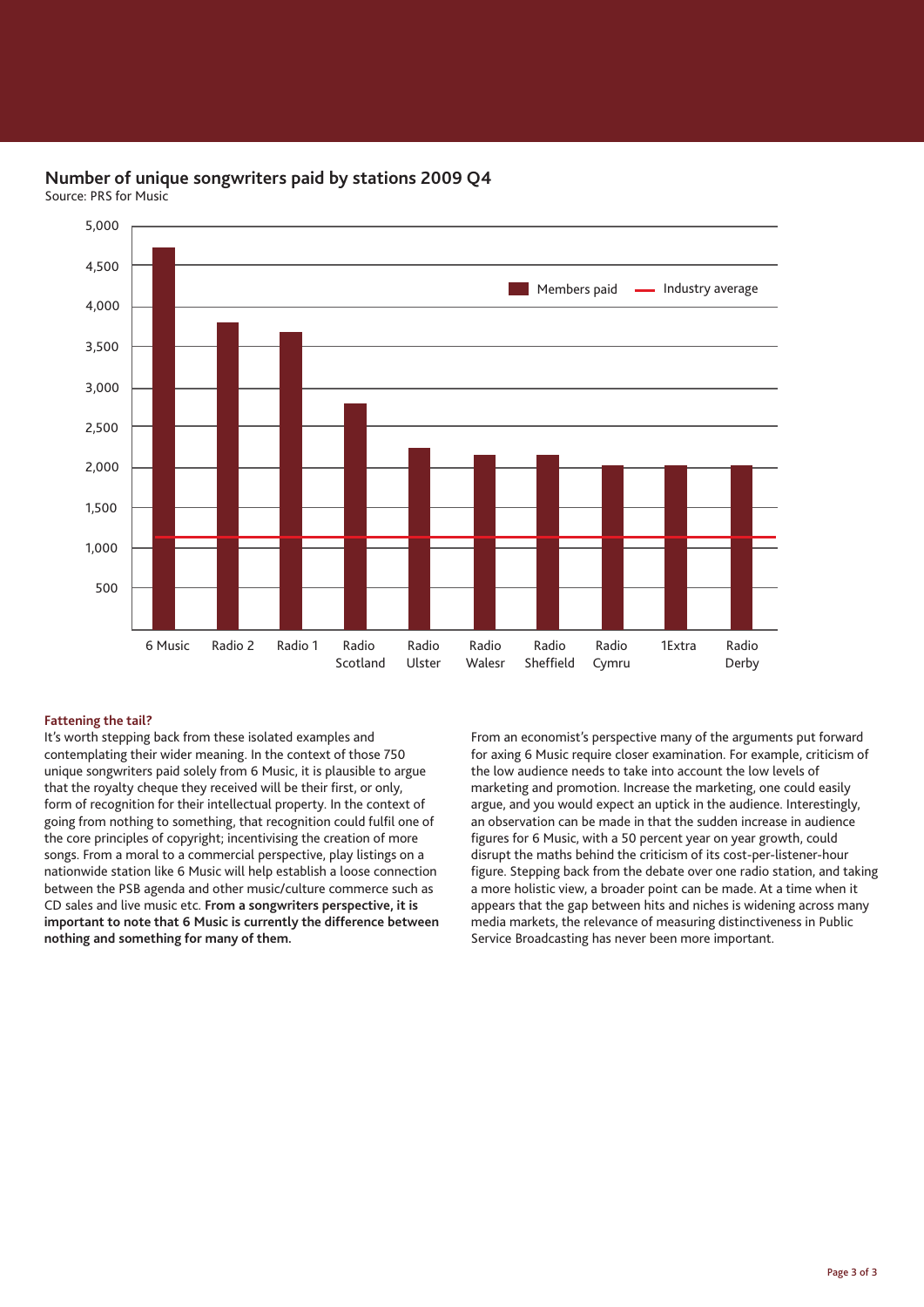## Number of unique songwriters paid by stations 2009 Q4

Source: PRS for Music

5,000
4,500
4,000
3,500
3,000
2,500
2,000
1,500
1,000
500

Members paid
Industry average

6 Music
Radio 2
Radio 1
Radio Scotland
Radio Ulster
Radio Walesr
Radio Sheffield
Radio Cymru
1Extra
Radio Derby

### Fattening the tail?

It's worth stepping back from these isolated examples and contemplating their wider meaning. In the context of those 750 unique songwriters paid solely from 6 Music, it is plausible to argue that the royalty cheque they received will be their first, or only, form of recognition for their intellectual property. In the context of going from nothing to something, that recognition could fulfil one of the core principles of copyright; incentivising the creation of more songs. From a moral to a commercial perspective, play listings on a nationwide station like 6 Music will help establish a loose connection between the PSB agenda and other music/culture commerce such as CD sales and live music etc. **From a songwriters perspective, it is important to note that 6 Music is currently the difference between nothing and something for many of them.**

From an economist's perspective many of the arguments put forward for axing 6 Music require closer examination. For example, criticism of the low audience needs to take into account the low levels of marketing and promotion. Increase the marketing, one could easily argue, and you would expect an uptick in the audience. Interestingly, an observation can be made in that the sudden increase in audience figures for 6 Music, with a 50 percent year on year growth, could disrupt the maths behind the criticism of its cost-per-listener-hour figure. Stepping back from the debate over one radio station, and taking a more holistic view, a broader point can be made. At a time when it appears that the gap between hits and niches is widening across many media markets, the relevance of measuring distinctiveness in Public Service Broadcasting has never been more important.